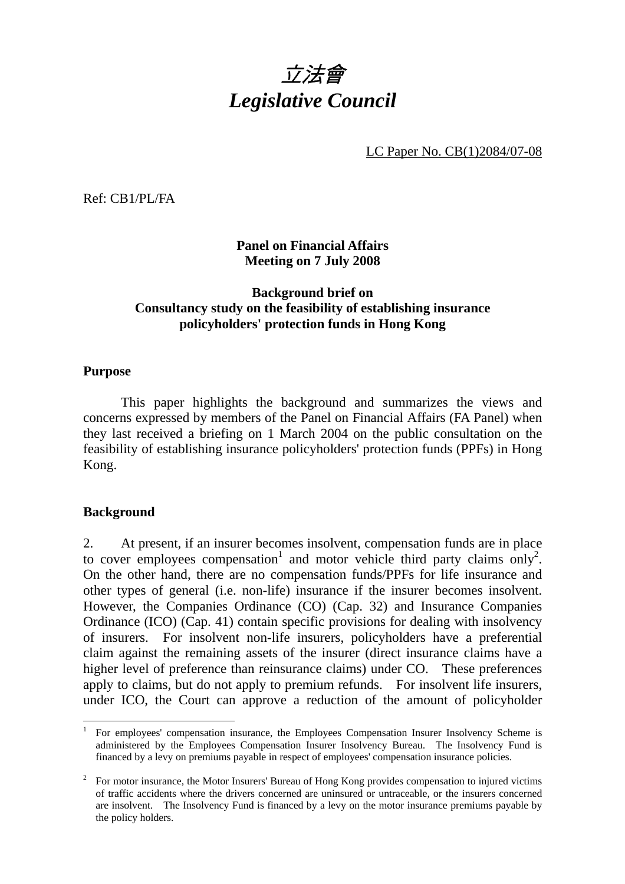# *立法會*
# *Legislative Council*

LC Paper No. CB(1)2084/07-08

Ref: CB1/PL/FA

**Panel on Financial Affairs**
**Meeting on 7 July 2008**

**Background brief on**
**Consultancy study on the feasibility of establishing insurance policyholders' protection funds in Hong Kong**

## Purpose

This paper highlights the background and summarizes the views and concerns expressed by members of the Panel on Financial Affairs (FA Panel) when they last received a briefing on 1 March 2004 on the public consultation on the feasibility of establishing insurance policyholders' protection funds (PPFs) in Hong Kong.

## Background

2. At present, if an insurer becomes insolvent, compensation funds are in place to cover employees compensation[1] and motor vehicle third party claims only[2]. On the other hand, there are no compensation funds/PPFs for life insurance and other types of general (i.e. non-life) insurance if the insurer becomes insolvent. However, the Companies Ordinance (CO) (Cap. 32) and Insurance Companies Ordinance (ICO) (Cap. 41) contain specific provisions for dealing with insolvency of insurers. For insolvent non-life insurers, policyholders have a preferential claim against the remaining assets of the insurer (direct insurance claims have a higher level of preference than reinsurance claims) under CO. These preferences apply to claims, but do not apply to premium refunds. For insolvent life insurers, under ICO, the Court can approve a reduction of the amount of policyholder

---

[1] For employees' compensation insurance, the Employees Compensation Insurer Insolvency Scheme is administered by the Employees Compensation Insurer Insolvency Bureau. The Insolvency Fund is financed by a levy on premiums payable in respect of employees' compensation insurance policies.

[2] For motor insurance, the Motor Insurers' Bureau of Hong Kong provides compensation to injured victims of traffic accidents where the drivers concerned are uninsured or untraceable, or the insurers concerned are insolvent. The Insolvency Fund is financed by a levy on the motor insurance premiums payable by the policy holders.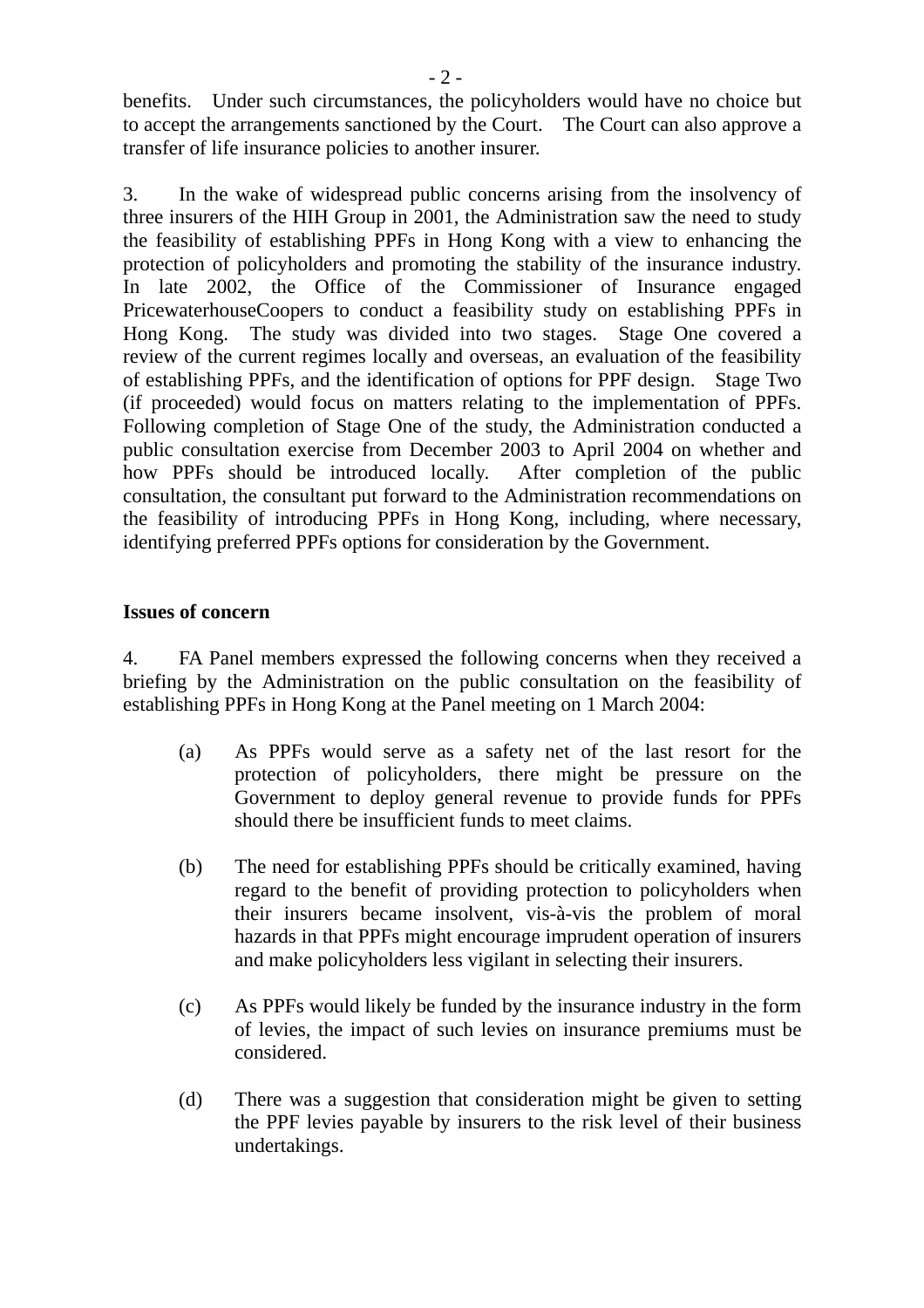benefits. Under such circumstances, the policyholders would have no choice but to accept the arrangements sanctioned by the Court. The Court can also approve a transfer of life insurance policies to another insurer.

3. In the wake of widespread public concerns arising from the insolvency of three insurers of the HIH Group in 2001, the Administration saw the need to study the feasibility of establishing PPFs in Hong Kong with a view to enhancing the protection of policyholders and promoting the stability of the insurance industry. In late 2002, the Office of the Commissioner of Insurance engaged PricewaterhouseCoopers to conduct a feasibility study on establishing PPFs in Hong Kong. The study was divided into two stages. Stage One covered a review of the current regimes locally and overseas, an evaluation of the feasibility of establishing PPFs, and the identification of options for PPF design. Stage Two (if proceeded) would focus on matters relating to the implementation of PPFs. Following completion of Stage One of the study, the Administration conducted a public consultation exercise from December 2003 to April 2004 on whether and how PPFs should be introduced locally. After completion of the public consultation, the consultant put forward to the Administration recommendations on the feasibility of introducing PPFs in Hong Kong, including, where necessary, identifying preferred PPFs options for consideration by the Government.

**Issues of concern**

4. FA Panel members expressed the following concerns when they received a briefing by the Administration on the public consultation on the feasibility of establishing PPFs in Hong Kong at the Panel meeting on 1 March 2004:

(a) As PPFs would serve as a safety net of the last resort for the protection of policyholders, there might be pressure on the Government to deploy general revenue to provide funds for PPFs should there be insufficient funds to meet claims.

(b) The need for establishing PPFs should be critically examined, having regard to the benefit of providing protection to policyholders when their insurers became insolvent, vis-à-vis the problem of moral hazards in that PPFs might encourage imprudent operation of insurers and make policyholders less vigilant in selecting their insurers.

(c) As PPFs would likely be funded by the insurance industry in the form of levies, the impact of such levies on insurance premiums must be considered.

(d) There was a suggestion that consideration might be given to setting the PPF levies payable by insurers to the risk level of their business undertakings.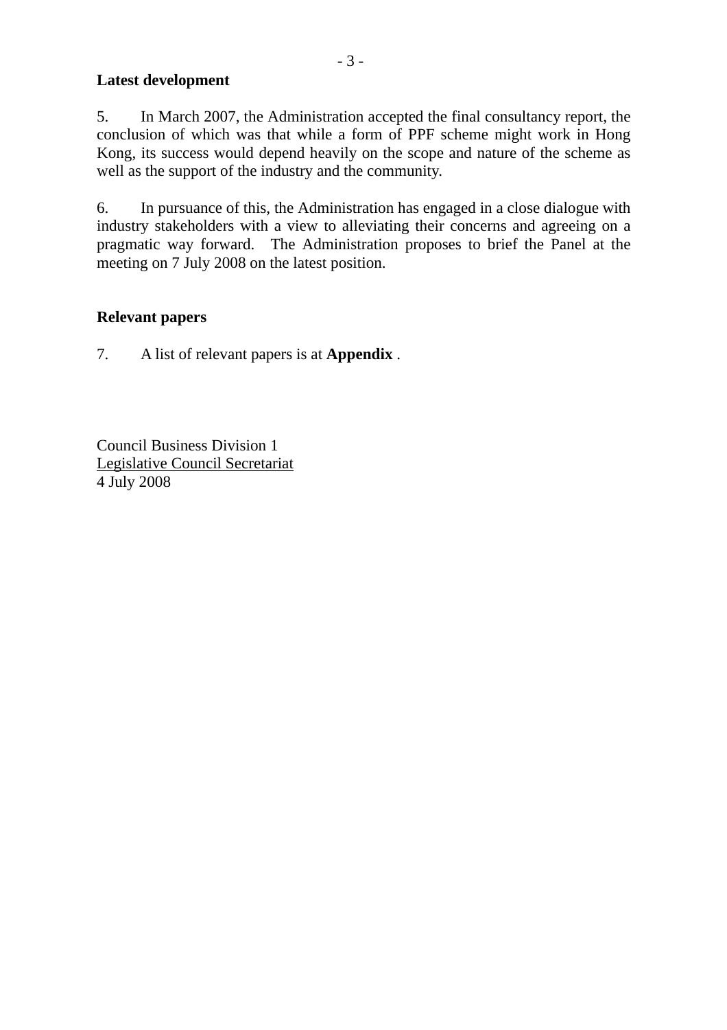**Latest development**

5. In March 2007, the Administration accepted the final consultancy report, the conclusion of which was that while a form of PPF scheme might work in Hong Kong, its success would depend heavily on the scope and nature of the scheme as well as the support of the industry and the community.

6. In pursuance of this, the Administration has engaged in a close dialogue with industry stakeholders with a view to alleviating their concerns and agreeing on a pragmatic way forward. The Administration proposes to brief the Panel at the meeting on 7 July 2008 on the latest position.

**Relevant papers**

7. A list of relevant papers is at **Appendix** .

Council Business Division 1
Legislative Council Secretariat
4 July 2008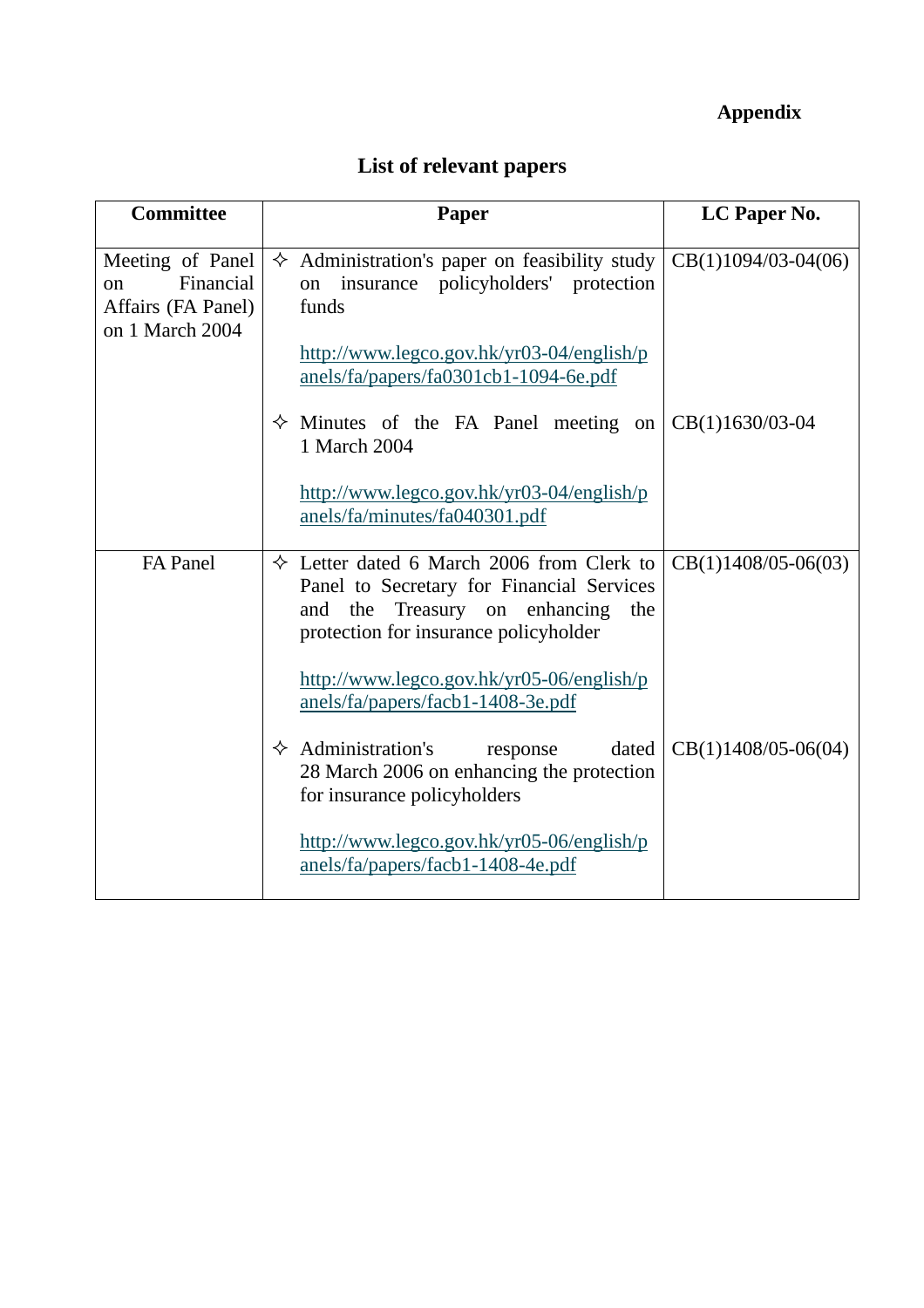**Appendix**

# List of relevant papers

| Committee | Paper | LC Paper No. |
|---|---|---|
| Meeting of Panel on Financial Affairs (FA Panel) on 1 March 2004 | ✧ Administration's paper on feasibility study on insurance policyholders' protection funds<br><br>http://www.legco.gov.hk/yr03-04/english/panels/fa/papers/fa0301cb1-1094-6e.pdf | CB(1)1094/03-04(06) |
| | ✧ Minutes of the FA Panel meeting on 1 March 2004<br><br>http://www.legco.gov.hk/yr03-04/english/panels/fa/minutes/fa040301.pdf | CB(1)1630/03-04 |
| FA Panel | ✧ Letter dated 6 March 2006 from Clerk to Panel to Secretary for Financial Services and the Treasury on enhancing the protection for insurance policyholder<br><br>http://www.legco.gov.hk/yr05-06/english/panels/fa/papers/facb1-1408-3e.pdf | CB(1)1408/05-06(03) |
| | ✧ Administration's response dated 28 March 2006 on enhancing the protection for insurance policyholders<br><br>http://www.legco.gov.hk/yr05-06/english/panels/fa/papers/facb1-1408-4e.pdf | CB(1)1408/05-06(04) |